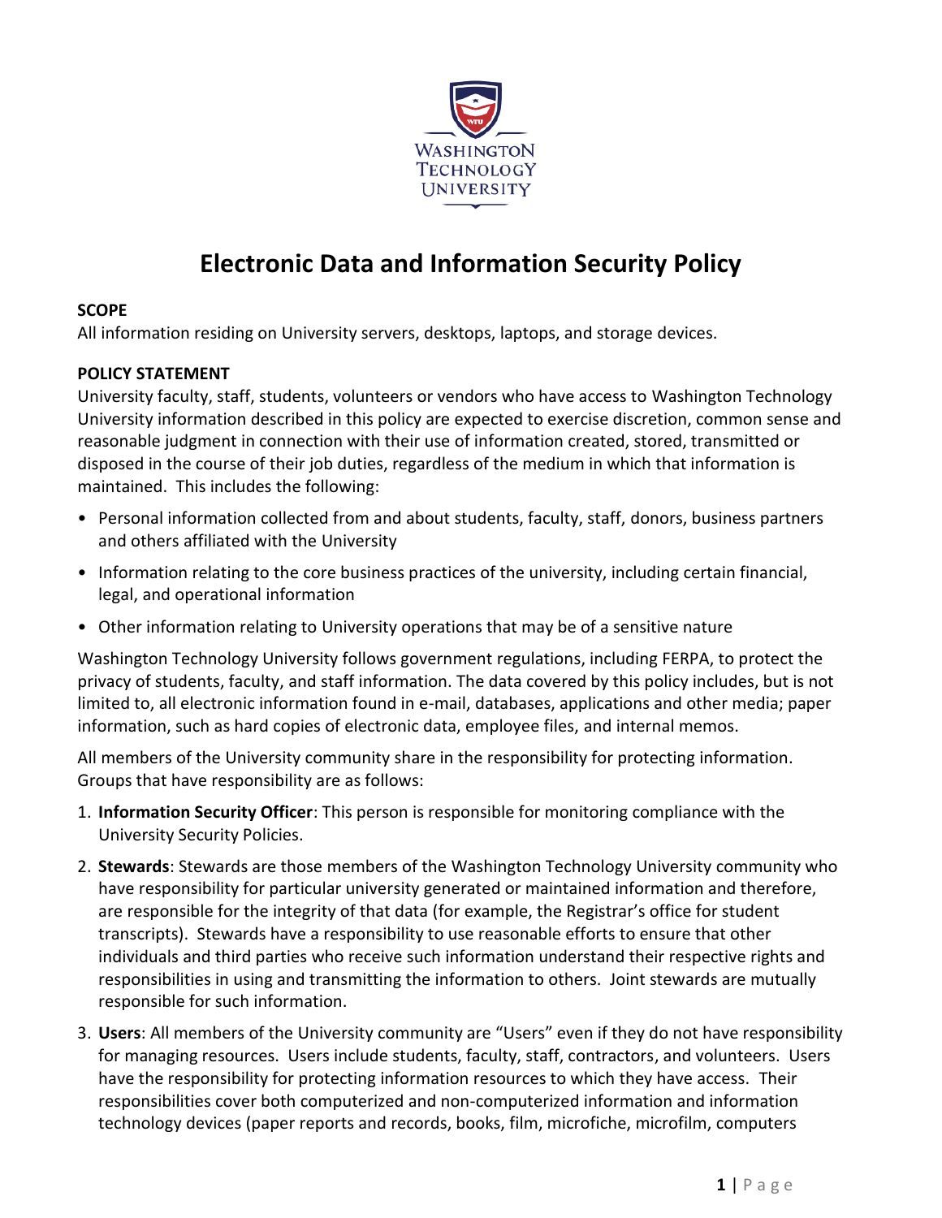# Electronic Data and Information Security Policy

**SCOPE**

All information residing on University servers, desktops, laptops, and storage devices.

**POLICY STATEMENT**

University faculty, staff, students, volunteers or vendors who have access to Washington Technology University information described in this policy are expected to exercise discretion, common sense and reasonable judgment in connection with their use of information created, stored, transmitted or disposed in the course of their job duties, regardless of the medium in which that information is maintained. This includes the following:

- Personal information collected from and about students, faculty, staff, donors, business partners and others affiliated with the University
- Information relating to the core business practices of the university, including certain financial, legal, and operational information
- Other information relating to University operations that may be of a sensitive nature

Washington Technology University follows government regulations, including FERPA, to protect the privacy of students, faculty, and staff information. The data covered by this policy includes, but is not limited to, all electronic information found in e-mail, databases, applications and other media; paper information, such as hard copies of electronic data, employee files, and internal memos.

All members of the University community share in the responsibility for protecting information. Groups that have responsibility are as follows:

1. **Information Security Officer**: This person is responsible for monitoring compliance with the University Security Policies.
2. **Stewards**: Stewards are those members of the Washington Technology University community who have responsibility for particular university generated or maintained information and therefore, are responsible for the integrity of that data (for example, the Registrar's office for student transcripts). Stewards have a responsibility to use reasonable efforts to ensure that other individuals and third parties who receive such information understand their respective rights and responsibilities in using and transmitting the information to others. Joint stewards are mutually responsible for such information.
3. **Users**: All members of the University community are "Users" even if they do not have responsibility for managing resources. Users include students, faculty, staff, contractors, and volunteers. Users have the responsibility for protecting information resources to which they have access. Their responsibilities cover both computerized and non-computerized information and information technology devices (paper reports and records, books, film, microfiche, microfilm, computers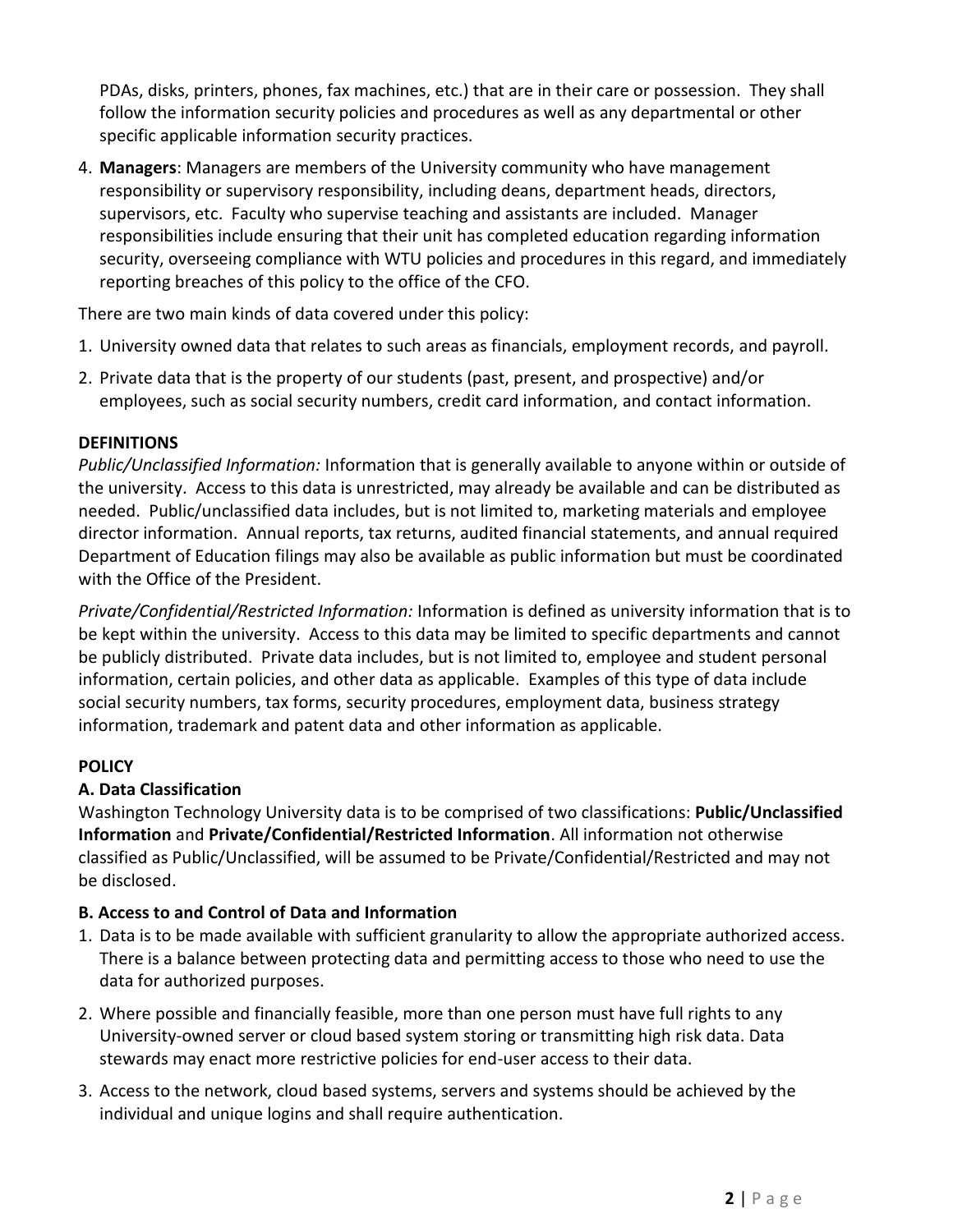PDAs, disks, printers, phones, fax machines, etc.) that are in their care or possession. They shall follow the information security policies and procedures as well as any departmental or other specific applicable information security practices.

4. **Managers**: Managers are members of the University community who have management responsibility or supervisory responsibility, including deans, department heads, directors, supervisors, etc. Faculty who supervise teaching and assistants are included. Manager responsibilities include ensuring that their unit has completed education regarding information security, overseeing compliance with WTU policies and procedures in this regard, and immediately reporting breaches of this policy to the office of the CFO.

There are two main kinds of data covered under this policy:

1. University owned data that relates to such areas as financials, employment records, and payroll.
2. Private data that is the property of our students (past, present, and prospective) and/or employees, such as social security numbers, credit card information, and contact information.

**DEFINITIONS**

*Public/Unclassified Information:* Information that is generally available to anyone within or outside of the university. Access to this data is unrestricted, may already be available and can be distributed as needed. Public/unclassified data includes, but is not limited to, marketing materials and employee director information. Annual reports, tax returns, audited financial statements, and annual required Department of Education filings may also be available as public information but must be coordinated with the Office of the President.

*Private/Confidential/Restricted Information:* Information is defined as university information that is to be kept within the university. Access to this data may be limited to specific departments and cannot be publicly distributed. Private data includes, but is not limited to, employee and student personal information, certain policies, and other data as applicable. Examples of this type of data include social security numbers, tax forms, security procedures, employment data, business strategy information, trademark and patent data and other information as applicable.

**POLICY**

**A. Data Classification**

Washington Technology University data is to be comprised of two classifications: **Public/Unclassified Information** and **Private/Confidential/Restricted Information**. All information not otherwise classified as Public/Unclassified, will be assumed to be Private/Confidential/Restricted and may not be disclosed.

**B. Access to and Control of Data and Information**

1. Data is to be made available with sufficient granularity to allow the appropriate authorized access. There is a balance between protecting data and permitting access to those who need to use the data for authorized purposes.
2. Where possible and financially feasible, more than one person must have full rights to any University-owned server or cloud based system storing or transmitting high risk data. Data stewards may enact more restrictive policies for end-user access to their data.
3. Access to the network, cloud based systems, servers and systems should be achieved by the individual and unique logins and shall require authentication.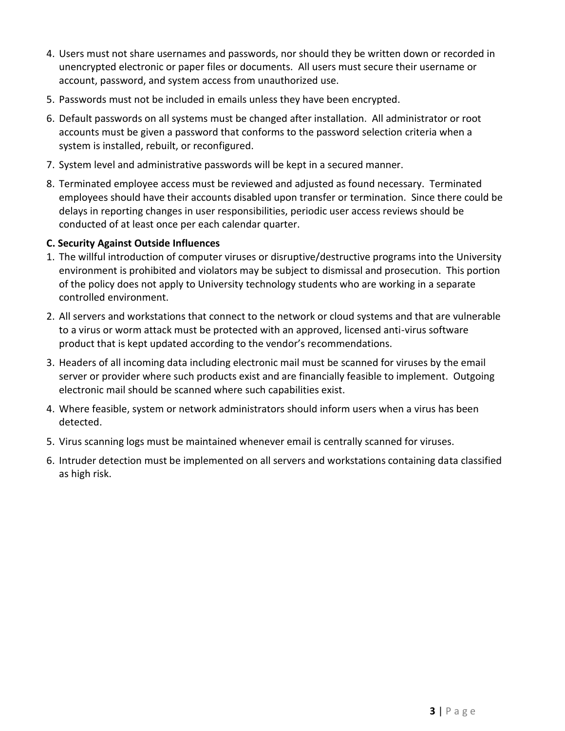4. Users must not share usernames and passwords, nor should they be written down or recorded in unencrypted electronic or paper files or documents. All users must secure their username or account, password, and system access from unauthorized use.
5. Passwords must not be included in emails unless they have been encrypted.
6. Default passwords on all systems must be changed after installation. All administrator or root accounts must be given a password that conforms to the password selection criteria when a system is installed, rebuilt, or reconfigured.
7. System level and administrative passwords will be kept in a secured manner.
8. Terminated employee access must be reviewed and adjusted as found necessary. Terminated employees should have their accounts disabled upon transfer or termination. Since there could be delays in reporting changes in user responsibilities, periodic user access reviews should be conducted of at least once per each calendar quarter.

**C. Security Against Outside Influences**

1. The willful introduction of computer viruses or disruptive/destructive programs into the University environment is prohibited and violators may be subject to dismissal and prosecution. This portion of the policy does not apply to University technology students who are working in a separate controlled environment.
2. All servers and workstations that connect to the network or cloud systems and that are vulnerable to a virus or worm attack must be protected with an approved, licensed anti-virus software product that is kept updated according to the vendor's recommendations.
3. Headers of all incoming data including electronic mail must be scanned for viruses by the email server or provider where such products exist and are financially feasible to implement. Outgoing electronic mail should be scanned where such capabilities exist.
4. Where feasible, system or network administrators should inform users when a virus has been detected.
5. Virus scanning logs must be maintained whenever email is centrally scanned for viruses.
6. Intruder detection must be implemented on all servers and workstations containing data classified as high risk.